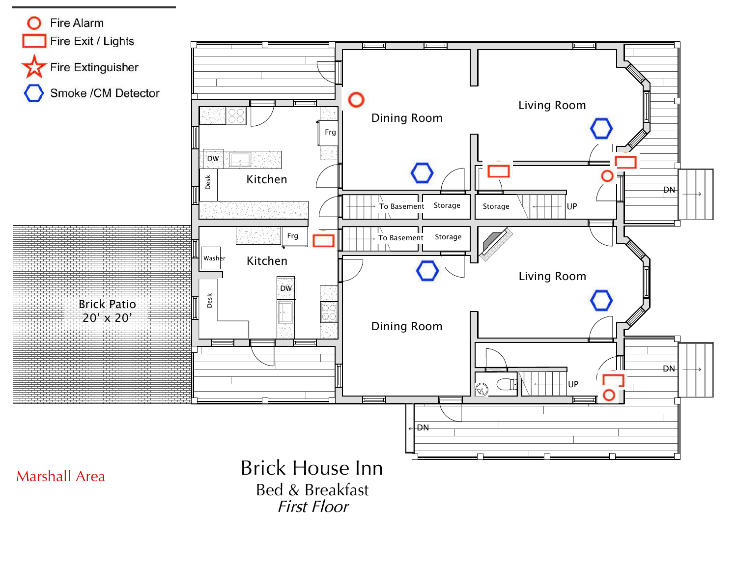- Fire Alarm
- Fire Exit / Lights
- Fire Extinguisher
- Smoke /CM Detector

Dining Room

Living Room

Frg

DW

Desk

Kitchen

To Basement

Storage

Storage

UP

DN

Frg

Washer

Kitchen

To Basement

Storage

Living Room

DW

Desk

Brick Patio
20' x 20'

Dining Room

UP

DN

DN

Marshall Area

# Brick House Inn

## Bed & Breakfast

*First Floor*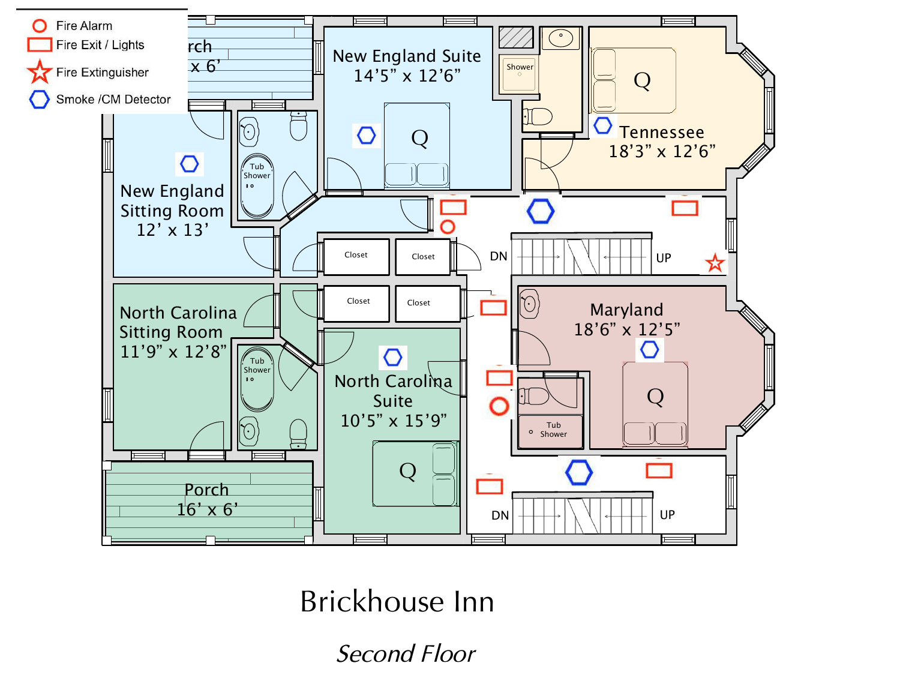Fire Alarm
Fire Exit / Lights
Fire Extinguisher
Smoke /CM Detector

rch
x 6'

New England Suite
14'5" x 12'6"

Q

Shower

Q

Tennessee
18'3" x 12'6"

New England Sitting Room
12' x 13'

Tub Shower

Closet
Closet
DN
UP

Closet
Closet

North Carolina Sitting Room
11'9" x 12'8"

Tub Shower

North Carolina Suite
10'5" x 15'9"

Q

Maryland
18'6" x 12'5"

Q

Tub Shower

Porch
16' x 6'

DN
UP

# Brickhouse Inn

*Second Floor*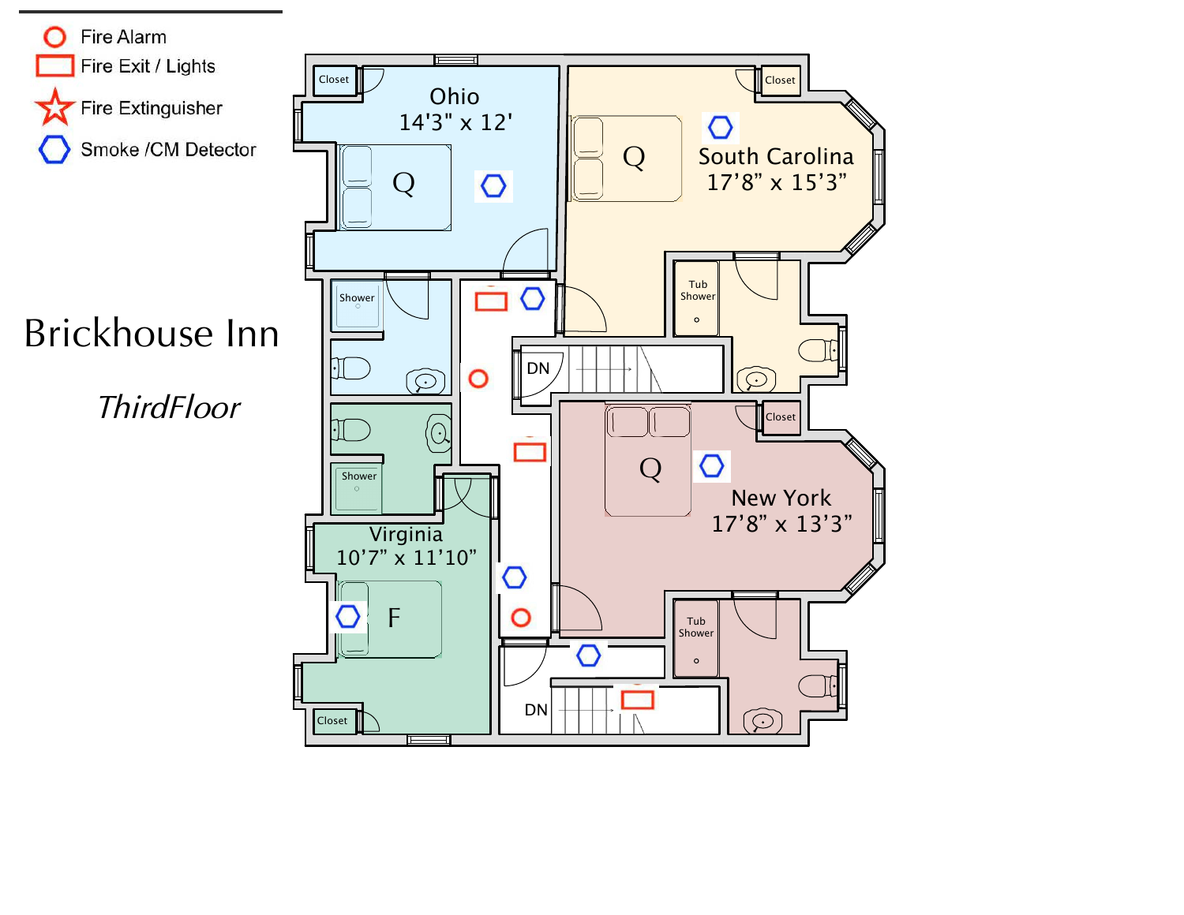Fire Alarm
Fire Exit / Lights
Fire Extinguisher
Smoke /CM Detector

# Brickhouse Inn

*ThirdFloor*

Closet
Ohio
14'3" x 12'
Q

Closet
Q
South Carolina
17’8” x 15’3”

Shower
Tub Shower
DN

Shower
Closet
New York
17’8” x 13’3”
Q

Virginia
10’7” x 11’10”
F
Tub Shower

Closet
DN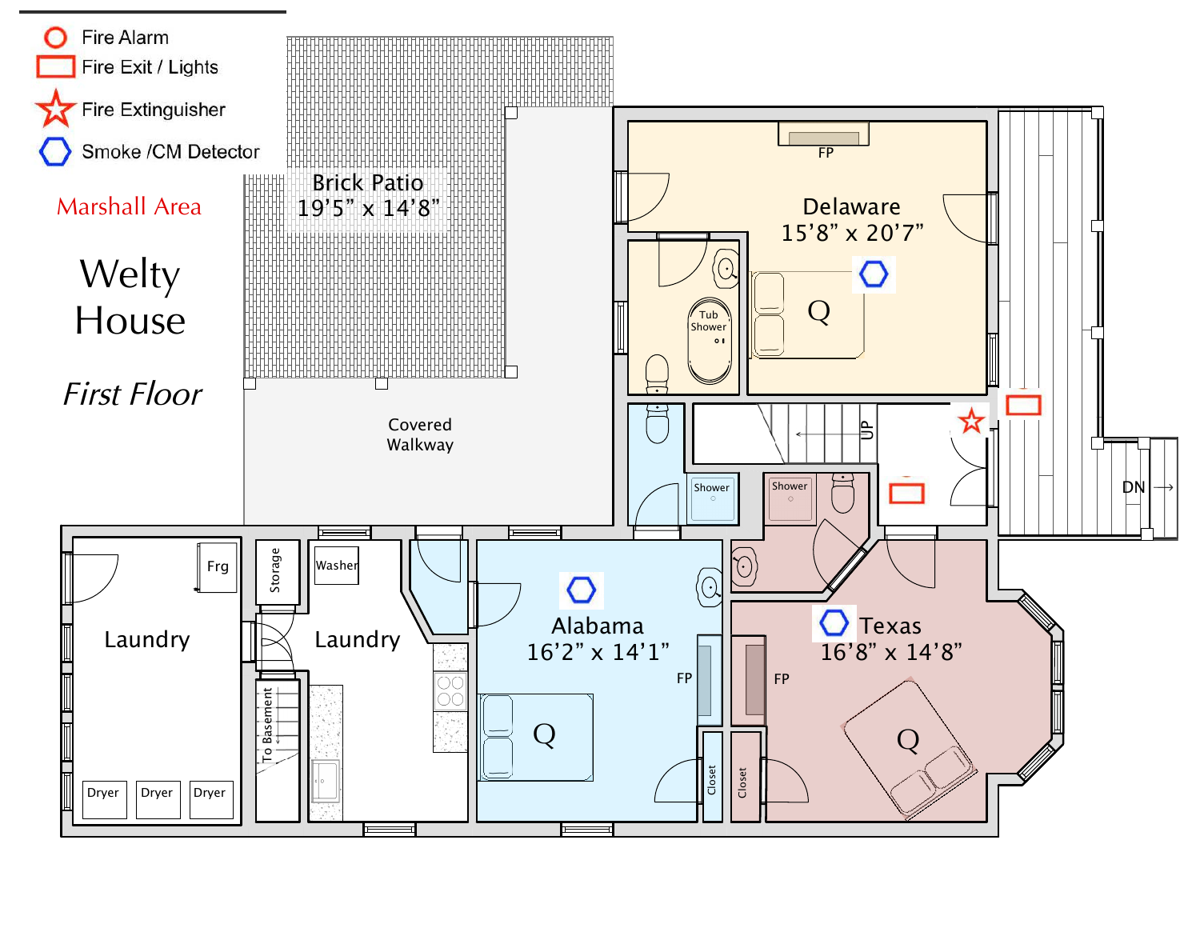Fire Alarm
Fire Exit / Lights
Fire Extinguisher
Smoke /CM Detector

Marshall Area

# Welty House

*First Floor*

Brick Patio
19’5” x 14’8”

Covered Walkway

FP
Delaware
15’8” x 20’7”
Q

Tub Shower

UP

Shower

Shower

DN

Frg

Laundry

Storage

Washer

Laundry

To Basement

Dryer
Dryer
Dryer

Alabama
16’2” x 14’1”
FP
Q
Closet

Texas
16’8” x 14’8”
FP
Q
Closet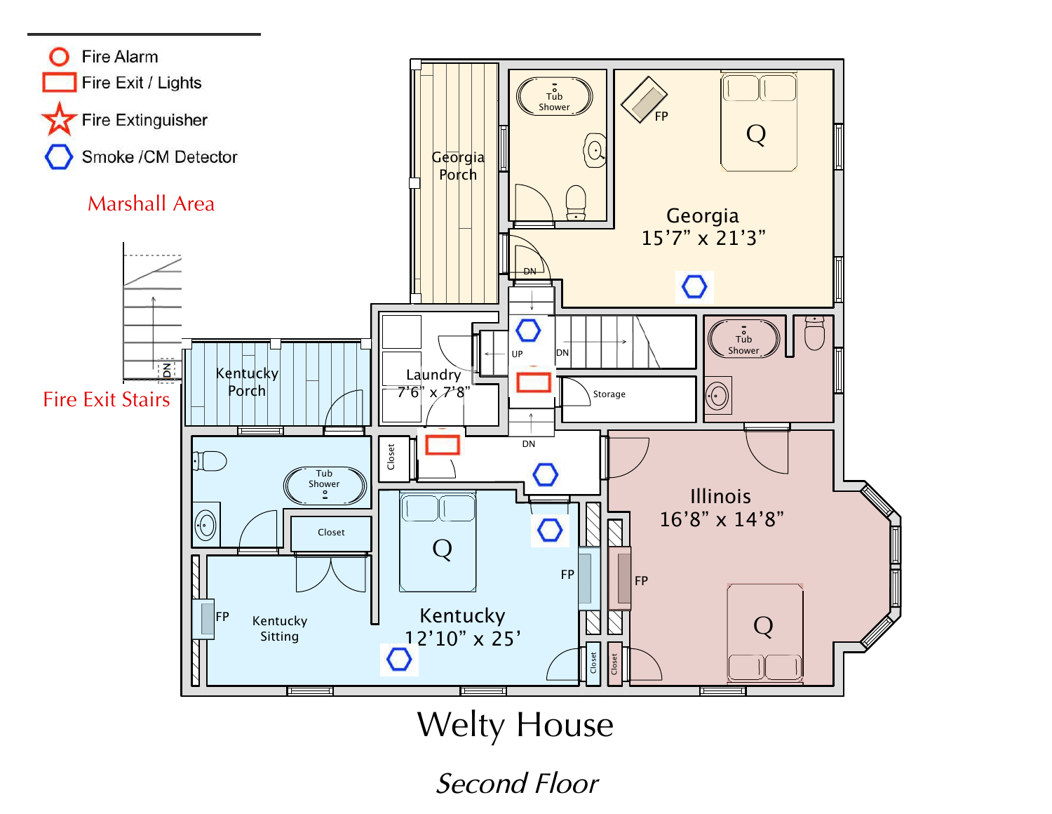Fire Alarm

Fire Exit / Lights

Fire Extinguisher

Smoke /CM Detector

Marshall Area

Fire Exit Stairs

DN

Georgia Porch

Tub Shower

FP

Q

Georgia
15'7" x 21'3"

DN

UP

DN

Tub Shower

Kentucky Porch

Laundry
7'6" x 7'8"

Storage

DN

Closet

Tub Shower

Closet

Q

Illinois
16'8" x 14'8"

FP

FP

FP

Kentucky Sitting

Kentucky
12'10" x 25'

Q

Closet

Closet

# Welty House

*Second Floor*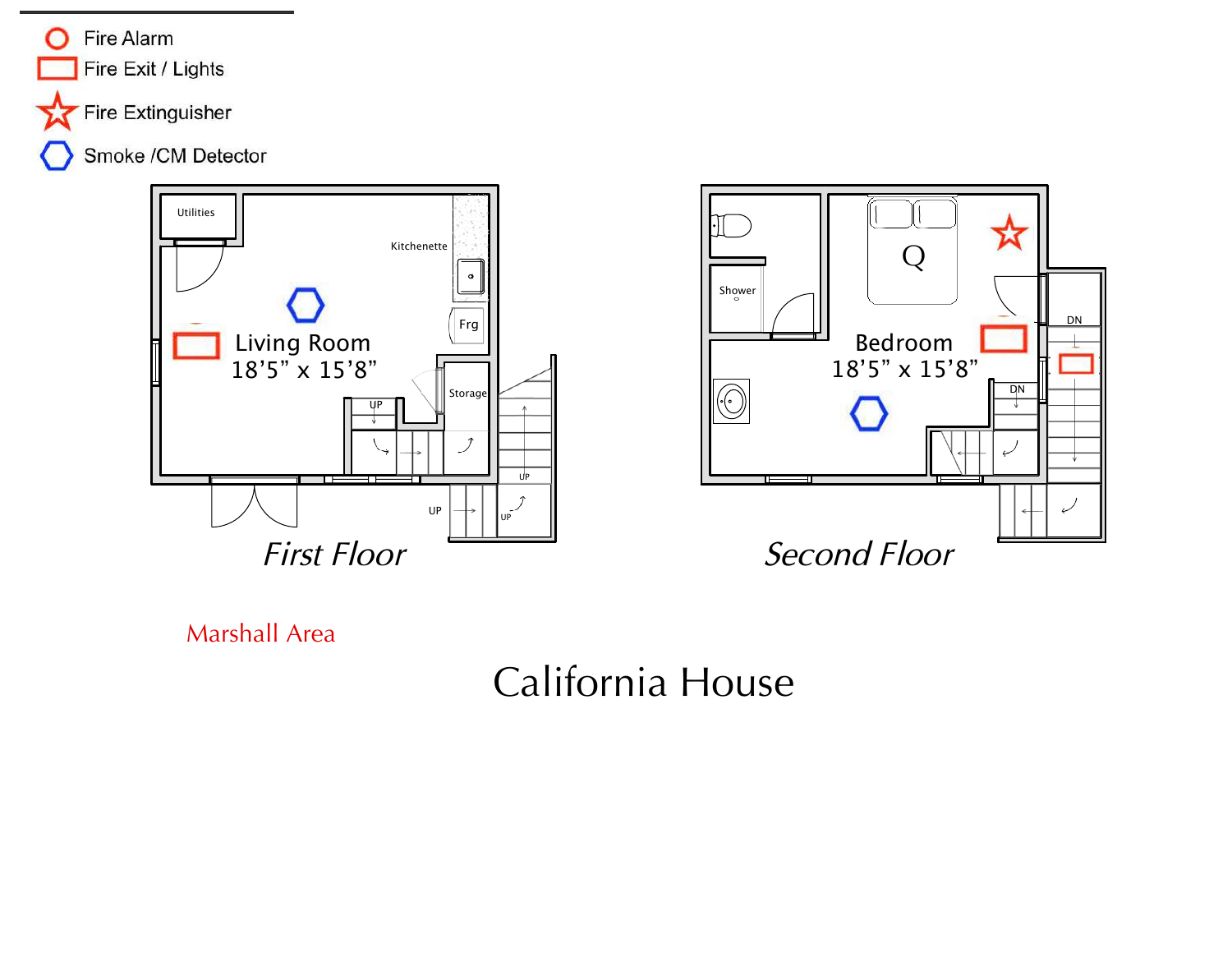Fire Alarm

Fire Exit / Lights

Fire Extinguisher

Smoke /CM Detector

Utilities

Kitchenette

Frg

Living Room
18'5" x 15'8"

Storage

UP

UP

UP

UP

*First Floor*

Shower

Q

Bedroom
18'5" x 15'8"

DN

DN

*Second Floor*

Marshall Area

California House